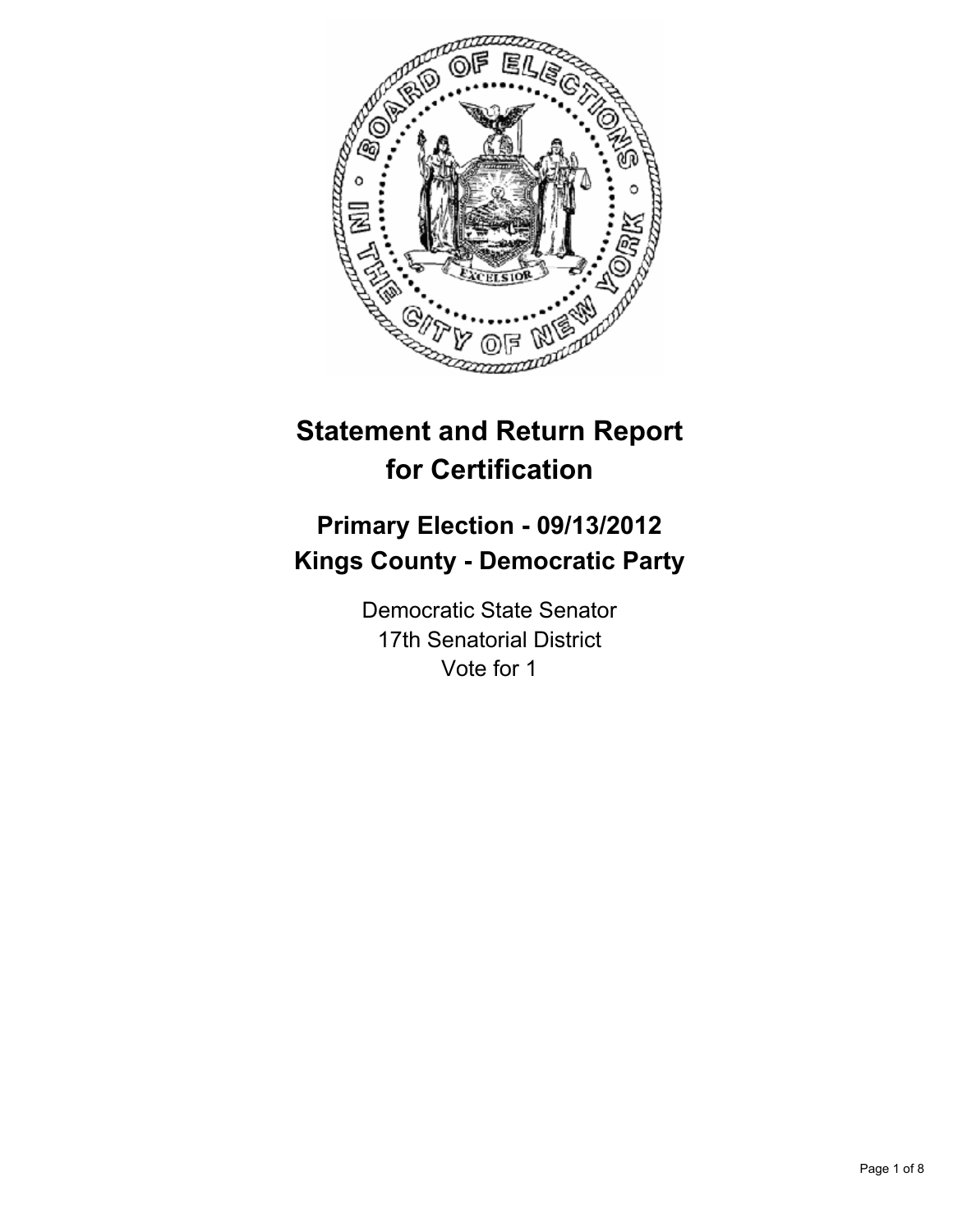# Statement and Return Report for Certification

## Primary Election - 09/13/2012
## Kings County - Democratic Party

Democratic State Senator
17th Senatorial District
Vote for 1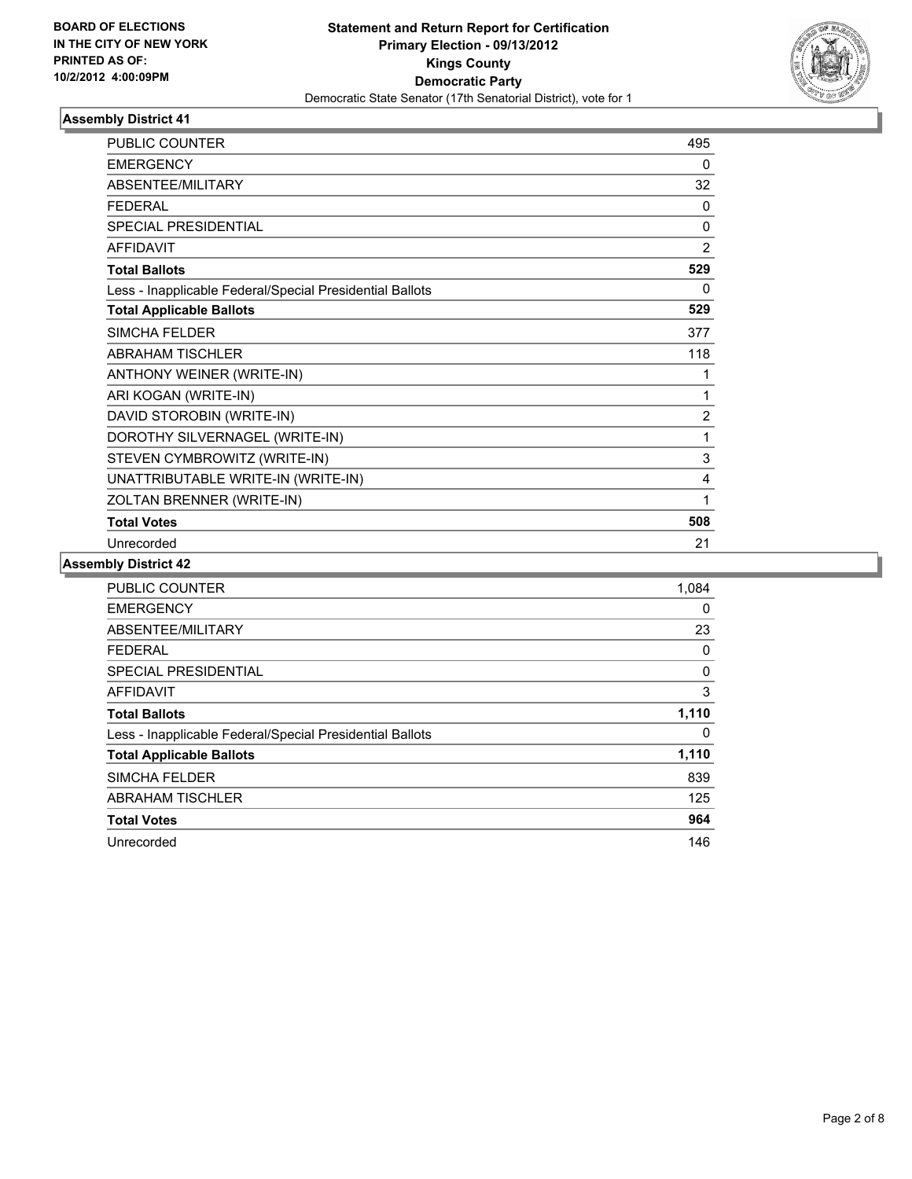**BOARD OF ELECTIONS IN THE CITY OF NEW YORK PRINTED AS OF: 10/2/2012 4:00:09PM**

**Statement and Return Report for Certification Primary Election - 09/13/2012 Kings County Democratic Party**

Democratic State Senator (17th Senatorial District), vote for 1

### Assembly District 41

| | |
|---|---|
| PUBLIC COUNTER | 495 |
| EMERGENCY | 0 |
| ABSENTEE/MILITARY | 32 |
| FEDERAL | 0 |
| SPECIAL PRESIDENTIAL | 0 |
| AFFIDAVIT | 2 |
| **Total Ballots** | **529** |
| Less - Inapplicable Federal/Special Presidential Ballots | 0 |
| **Total Applicable Ballots** | **529** |
| SIMCHA FELDER | 377 |
| ABRAHAM TISCHLER | 118 |
| ANTHONY WEINER (WRITE-IN) | 1 |
| ARI KOGAN (WRITE-IN) | 1 |
| DAVID STOROBIN (WRITE-IN) | 2 |
| DOROTHY SILVERNAGEL (WRITE-IN) | 1 |
| STEVEN CYMBROWITZ (WRITE-IN) | 3 |
| UNATTRIBUTABLE WRITE-IN (WRITE-IN) | 4 |
| ZOLTAN BRENNER (WRITE-IN) | 1 |
| **Total Votes** | **508** |
| Unrecorded | 21 |

### Assembly District 42

| | |
|---|---|
| PUBLIC COUNTER | 1,084 |
| EMERGENCY | 0 |
| ABSENTEE/MILITARY | 23 |
| FEDERAL | 0 |
| SPECIAL PRESIDENTIAL | 0 |
| AFFIDAVIT | 3 |
| **Total Ballots** | **1,110** |
| Less - Inapplicable Federal/Special Presidential Ballots | 0 |
| **Total Applicable Ballots** | **1,110** |
| SIMCHA FELDER | 839 |
| ABRAHAM TISCHLER | 125 |
| **Total Votes** | **964** |
| Unrecorded | 146 |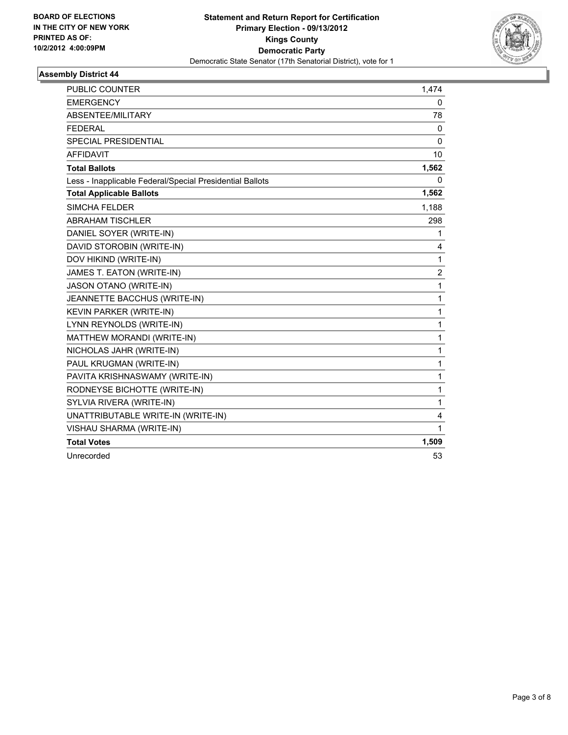**BOARD OF ELECTIONS**
**IN THE CITY OF NEW YORK**
**PRINTED AS OF:**
**10/2/2012 4:00:09PM**

**Statement and Return Report for Certification**
**Primary Election - 09/13/2012**
**Kings County**
**Democratic Party**
Democratic State Senator (17th Senatorial District), vote for 1

## Assembly District 44

| | |
|---|---|
| PUBLIC COUNTER | 1,474 |
| EMERGENCY | 0 |
| ABSENTEE/MILITARY | 78 |
| FEDERAL | 0 |
| SPECIAL PRESIDENTIAL | 0 |
| AFFIDAVIT | 10 |
| **Total Ballots** | **1,562** |
| Less - Inapplicable Federal/Special Presidential Ballots | 0 |
| **Total Applicable Ballots** | **1,562** |
| SIMCHA FELDER | 1,188 |
| ABRAHAM TISCHLER | 298 |
| DANIEL SOYER (WRITE-IN) | 1 |
| DAVID STOROBIN (WRITE-IN) | 4 |
| DOV HIKIND (WRITE-IN) | 1 |
| JAMES T. EATON (WRITE-IN) | 2 |
| JASON OTANO (WRITE-IN) | 1 |
| JEANNETTE BACCHUS (WRITE-IN) | 1 |
| KEVIN PARKER (WRITE-IN) | 1 |
| LYNN REYNOLDS (WRITE-IN) | 1 |
| MATTHEW MORANDI (WRITE-IN) | 1 |
| NICHOLAS JAHR (WRITE-IN) | 1 |
| PAUL KRUGMAN (WRITE-IN) | 1 |
| PAVITA KRISHNASWAMY (WRITE-IN) | 1 |
| RODNEYSE BICHOTTE (WRITE-IN) | 1 |
| SYLVIA RIVERA (WRITE-IN) | 1 |
| UNATTRIBUTABLE WRITE-IN (WRITE-IN) | 4 |
| VISHAU SHARMA (WRITE-IN) | 1 |
| **Total Votes** | **1,509** |
| Unrecorded | 53 |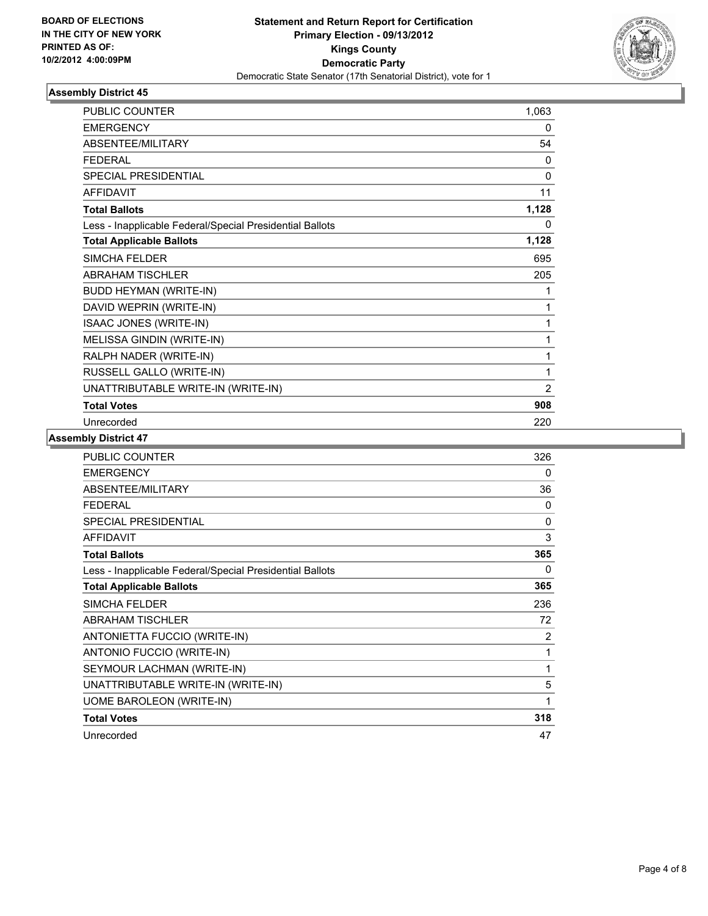**BOARD OF ELECTIONS IN THE CITY OF NEW YORK PRINTED AS OF: 10/2/2012 4:00:09PM**

**Statement and Return Report for Certification**
**Primary Election - 09/13/2012**
**Kings County**
**Democratic Party**
Democratic State Senator (17th Senatorial District), vote for 1

### Assembly District 45

| | |
|---|---|
| PUBLIC COUNTER | 1,063 |
| EMERGENCY | 0 |
| ABSENTEE/MILITARY | 54 |
| FEDERAL | 0 |
| SPECIAL PRESIDENTIAL | 0 |
| AFFIDAVIT | 11 |
| **Total Ballots** | **1,128** |
| Less - Inapplicable Federal/Special Presidential Ballots | 0 |
| **Total Applicable Ballots** | **1,128** |
| SIMCHA FELDER | 695 |
| ABRAHAM TISCHLER | 205 |
| BUDD HEYMAN (WRITE-IN) | 1 |
| DAVID WEPRIN (WRITE-IN) | 1 |
| ISAAC JONES (WRITE-IN) | 1 |
| MELISSA GINDIN (WRITE-IN) | 1 |
| RALPH NADER (WRITE-IN) | 1 |
| RUSSELL GALLO (WRITE-IN) | 1 |
| UNATTRIBUTABLE WRITE-IN (WRITE-IN) | 2 |
| **Total Votes** | **908** |
| Unrecorded | 220 |

### Assembly District 47

| | |
|---|---|
| PUBLIC COUNTER | 326 |
| EMERGENCY | 0 |
| ABSENTEE/MILITARY | 36 |
| FEDERAL | 0 |
| SPECIAL PRESIDENTIAL | 0 |
| AFFIDAVIT | 3 |
| **Total Ballots** | **365** |
| Less - Inapplicable Federal/Special Presidential Ballots | 0 |
| **Total Applicable Ballots** | **365** |
| SIMCHA FELDER | 236 |
| ABRAHAM TISCHLER | 72 |
| ANTONIETTA FUCCIO (WRITE-IN) | 2 |
| ANTONIO FUCCIO (WRITE-IN) | 1 |
| SEYMOUR LACHMAN (WRITE-IN) | 1 |
| UNATTRIBUTABLE WRITE-IN (WRITE-IN) | 5 |
| UOME BAROLEON (WRITE-IN) | 1 |
| **Total Votes** | **318** |
| Unrecorded | 47 |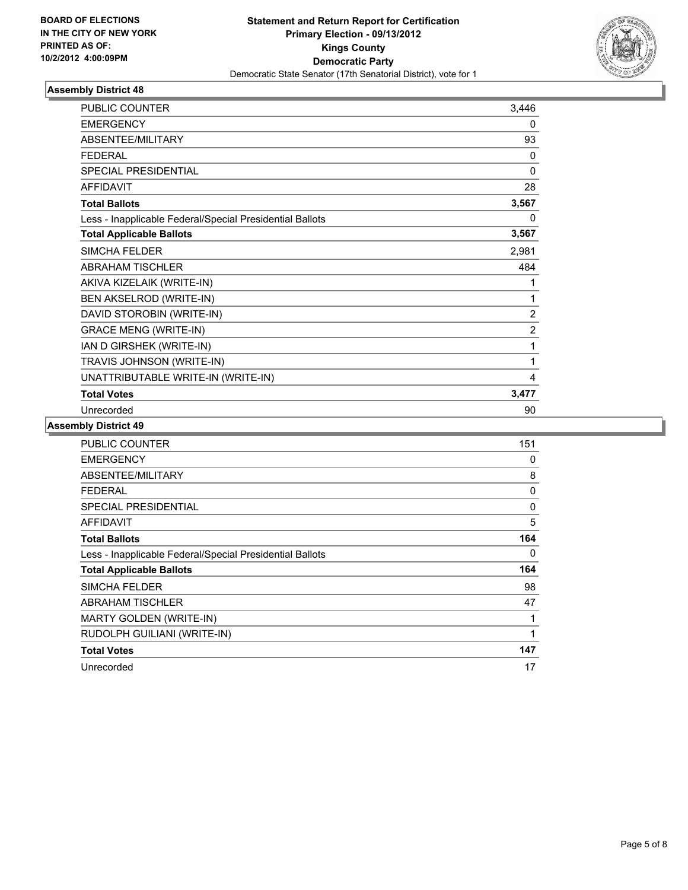**BOARD OF ELECTIONS IN THE CITY OF NEW YORK PRINTED AS OF: 10/2/2012 4:00:09PM**

**Statement and Return Report for Certification**
**Primary Election - 09/13/2012**
**Kings County**
**Democratic Party**
Democratic State Senator (17th Senatorial District), vote for 1

### Assembly District 48

| | |
|---|---|
| PUBLIC COUNTER | 3,446 |
| EMERGENCY | 0 |
| ABSENTEE/MILITARY | 93 |
| FEDERAL | 0 |
| SPECIAL PRESIDENTIAL | 0 |
| AFFIDAVIT | 28 |
| **Total Ballots** | **3,567** |
| Less - Inapplicable Federal/Special Presidential Ballots | 0 |
| **Total Applicable Ballots** | **3,567** |
| SIMCHA FELDER | 2,981 |
| ABRAHAM TISCHLER | 484 |
| AKIVA KIZELAIK (WRITE-IN) | 1 |
| BEN AKSELROD (WRITE-IN) | 1 |
| DAVID STOROBIN (WRITE-IN) | 2 |
| GRACE MENG (WRITE-IN) | 2 |
| IAN D GIRSHEK (WRITE-IN) | 1 |
| TRAVIS JOHNSON (WRITE-IN) | 1 |
| UNATTRIBUTABLE WRITE-IN (WRITE-IN) | 4 |
| **Total Votes** | **3,477** |
| Unrecorded | 90 |

### Assembly District 49

| | |
|---|---|
| PUBLIC COUNTER | 151 |
| EMERGENCY | 0 |
| ABSENTEE/MILITARY | 8 |
| FEDERAL | 0 |
| SPECIAL PRESIDENTIAL | 0 |
| AFFIDAVIT | 5 |
| **Total Ballots** | **164** |
| Less - Inapplicable Federal/Special Presidential Ballots | 0 |
| **Total Applicable Ballots** | **164** |
| SIMCHA FELDER | 98 |
| ABRAHAM TISCHLER | 47 |
| MARTY GOLDEN (WRITE-IN) | 1 |
| RUDOLPH GUILIANI (WRITE-IN) | 1 |
| **Total Votes** | **147** |
| Unrecorded | 17 |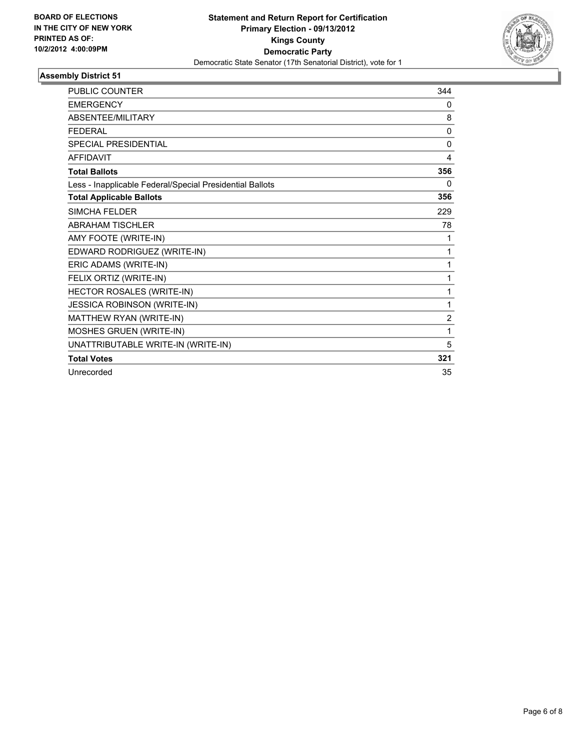**BOARD OF ELECTIONS IN THE CITY OF NEW YORK PRINTED AS OF: 10/2/2012 4:00:09PM**

**Statement and Return Report for Certification**
**Primary Election - 09/13/2012**
**Kings County**
**Democratic Party**
Democratic State Senator (17th Senatorial District), vote for 1

## Assembly District 51

| | |
|---|---|
| PUBLIC COUNTER | 344 |
| EMERGENCY | 0 |
| ABSENTEE/MILITARY | 8 |
| FEDERAL | 0 |
| SPECIAL PRESIDENTIAL | 0 |
| AFFIDAVIT | 4 |
| **Total Ballots** | **356** |
| Less - Inapplicable Federal/Special Presidential Ballots | 0 |
| **Total Applicable Ballots** | **356** |
| SIMCHA FELDER | 229 |
| ABRAHAM TISCHLER | 78 |
| AMY FOOTE (WRITE-IN) | 1 |
| EDWARD RODRIGUEZ (WRITE-IN) | 1 |
| ERIC ADAMS (WRITE-IN) | 1 |
| FELIX ORTIZ (WRITE-IN) | 1 |
| HECTOR ROSALES (WRITE-IN) | 1 |
| JESSICA ROBINSON (WRITE-IN) | 1 |
| MATTHEW RYAN (WRITE-IN) | 2 |
| MOSHES GRUEN (WRITE-IN) | 1 |
| UNATTRIBUTABLE WRITE-IN (WRITE-IN) | 5 |
| **Total Votes** | **321** |
| Unrecorded | 35 |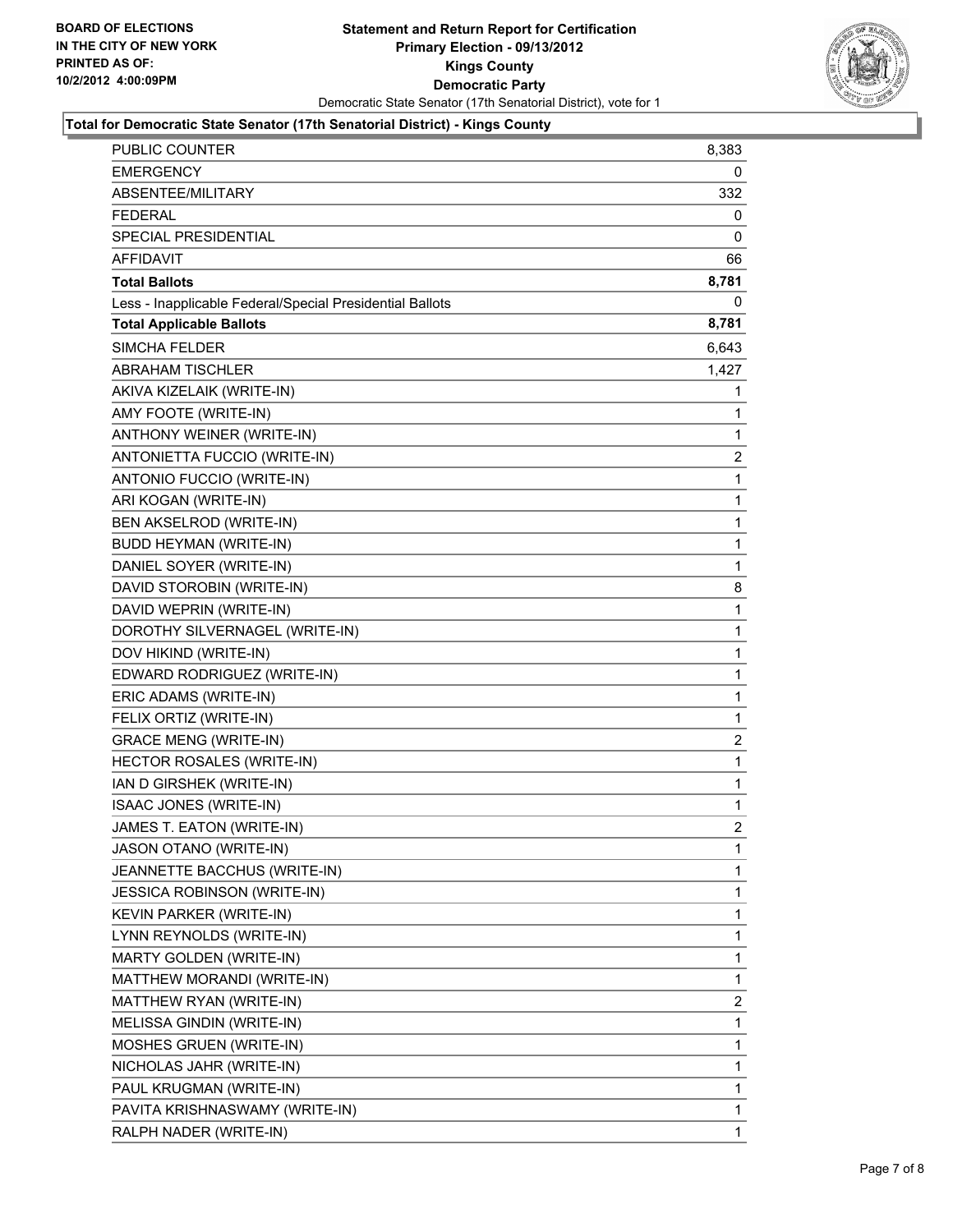**BOARD OF ELECTIONS IN THE CITY OF NEW YORK PRINTED AS OF: 10/2/2012 4:00:09PM**

# Statement and Return Report for Certification
## Primary Election - 09/13/2012
## Kings County
## Democratic Party

Democratic State Senator (17th Senatorial District), vote for 1

### Total for Democratic State Senator (17th Senatorial District) - Kings County

| | |
|---|---|
| PUBLIC COUNTER | 8,383 |
| EMERGENCY | 0 |
| ABSENTEE/MILITARY | 332 |
| FEDERAL | 0 |
| SPECIAL PRESIDENTIAL | 0 |
| AFFIDAVIT | 66 |
| **Total Ballots** | **8,781** |
| Less - Inapplicable Federal/Special Presidential Ballots | 0 |
| **Total Applicable Ballots** | **8,781** |
| SIMCHA FELDER | 6,643 |
| ABRAHAM TISCHLER | 1,427 |
| AKIVA KIZELAIK (WRITE-IN) | 1 |
| AMY FOOTE (WRITE-IN) | 1 |
| ANTHONY WEINER (WRITE-IN) | 1 |
| ANTONIETTA FUCCIO (WRITE-IN) | 2 |
| ANTONIO FUCCIO (WRITE-IN) | 1 |
| ARI KOGAN (WRITE-IN) | 1 |
| BEN AKSELROD (WRITE-IN) | 1 |
| BUDD HEYMAN (WRITE-IN) | 1 |
| DANIEL SOYER (WRITE-IN) | 1 |
| DAVID STOROBIN (WRITE-IN) | 8 |
| DAVID WEPRIN (WRITE-IN) | 1 |
| DOROTHY SILVERNAGEL (WRITE-IN) | 1 |
| DOV HIKIND (WRITE-IN) | 1 |
| EDWARD RODRIGUEZ (WRITE-IN) | 1 |
| ERIC ADAMS (WRITE-IN) | 1 |
| FELIX ORTIZ (WRITE-IN) | 1 |
| GRACE MENG (WRITE-IN) | 2 |
| HECTOR ROSALES (WRITE-IN) | 1 |
| IAN D GIRSHEK (WRITE-IN) | 1 |
| ISAAC JONES (WRITE-IN) | 1 |
| JAMES T. EATON (WRITE-IN) | 2 |
| JASON OTANO (WRITE-IN) | 1 |
| JEANNETTE BACCHUS (WRITE-IN) | 1 |
| JESSICA ROBINSON (WRITE-IN) | 1 |
| KEVIN PARKER (WRITE-IN) | 1 |
| LYNN REYNOLDS (WRITE-IN) | 1 |
| MARTY GOLDEN (WRITE-IN) | 1 |
| MATTHEW MORANDI (WRITE-IN) | 1 |
| MATTHEW RYAN (WRITE-IN) | 2 |
| MELISSA GINDIN (WRITE-IN) | 1 |
| MOSHES GRUEN (WRITE-IN) | 1 |
| NICHOLAS JAHR (WRITE-IN) | 1 |
| PAUL KRUGMAN (WRITE-IN) | 1 |
| PAVITA KRISHNASWAMY (WRITE-IN) | 1 |
| RALPH NADER (WRITE-IN) | 1 |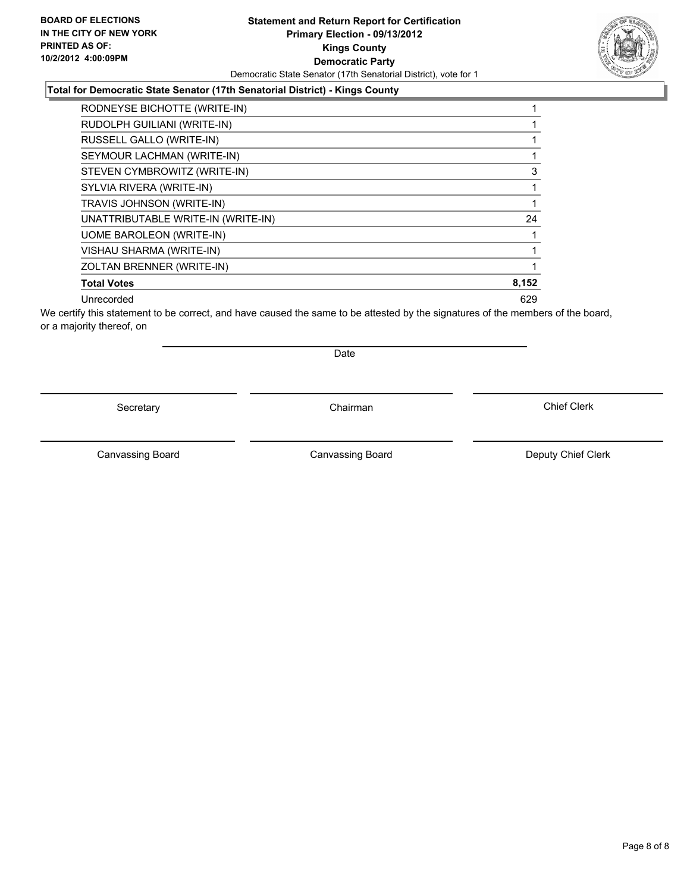**BOARD OF ELECTIONS IN THE CITY OF NEW YORK PRINTED AS OF: 10/2/2012 4:00:09PM**

**Statement and Return Report for Certification**
**Primary Election - 09/13/2012**
**Kings County**
**Democratic Party**
Democratic State Senator (17th Senatorial District), vote for 1

**Total for Democratic State Senator (17th Senatorial District) - Kings County**

| | |
|---|---|
| RODNEYSE BICHOTTE (WRITE-IN) | 1 |
| RUDOLPH GUILIANI (WRITE-IN) | 1 |
| RUSSELL GALLO (WRITE-IN) | 1 |
| SEYMOUR LACHMAN (WRITE-IN) | 1 |
| STEVEN CYMBROWITZ (WRITE-IN) | 3 |
| SYLVIA RIVERA (WRITE-IN) | 1 |
| TRAVIS JOHNSON (WRITE-IN) | 1 |
| UNATTRIBUTABLE WRITE-IN (WRITE-IN) | 24 |
| UOME BAROLEON (WRITE-IN) | 1 |
| VISHAU SHARMA (WRITE-IN) | 1 |
| ZOLTAN BRENNER (WRITE-IN) | 1 |
| **Total Votes** | **8,152** |
| Unrecorded | 629 |

We certify this statement to be correct, and have caused the same to be attested by the signatures of the members of the board, or a majority thereof, on

Date

Secretary | Chairman | Chief Clerk

Canvassing Board | Canvassing Board | Deputy Chief Clerk